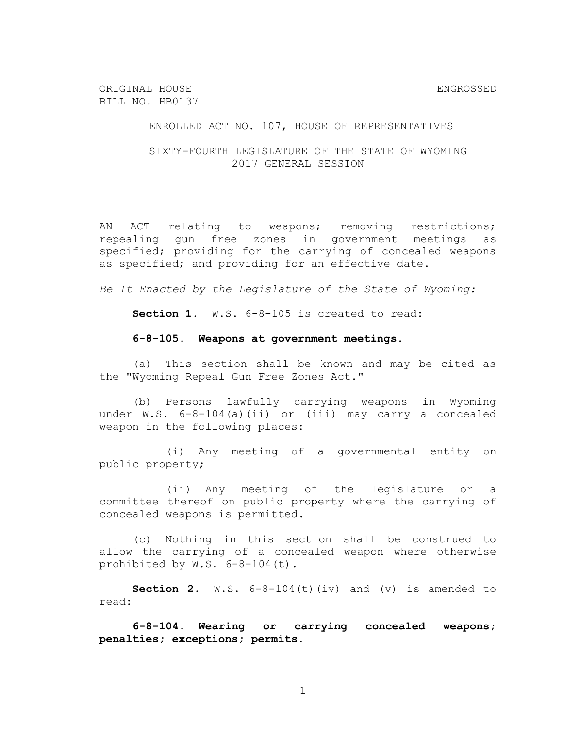ORIGINAL HOUSE BILL NO. HB0137 ENGROSSED

ENROLLED ACT NO. 107, HOUSE OF REPRESENTATIVES

SIXTY-FOURTH LEGISLATURE OF THE STATE OF WYOMING
2017 GENERAL SESSION

AN ACT relating to weapons; removing restrictions; repealing gun free zones in government meetings as specified; providing for the carrying of concealed weapons as specified; and providing for an effective date.

*Be It Enacted by the Legislature of the State of Wyoming:*

**Section 1.** W.S. 6-8-105 is created to read:

**6-8-105. Weapons at government meetings.**

(a) This section shall be known and may be cited as the "Wyoming Repeal Gun Free Zones Act."

(b) Persons lawfully carrying weapons in Wyoming under W.S. 6-8-104(a)(ii) or (iii) may carry a concealed weapon in the following places:

(i) Any meeting of a governmental entity on public property;

(ii) Any meeting of the legislature or a committee thereof on public property where the carrying of concealed weapons is permitted.

(c) Nothing in this section shall be construed to allow the carrying of a concealed weapon where otherwise prohibited by W.S. 6-8-104(t).

**Section 2.** W.S. 6-8-104(t)(iv) and (v) is amended to read:

**6-8-104. Wearing or carrying concealed weapons; penalties; exceptions; permits.**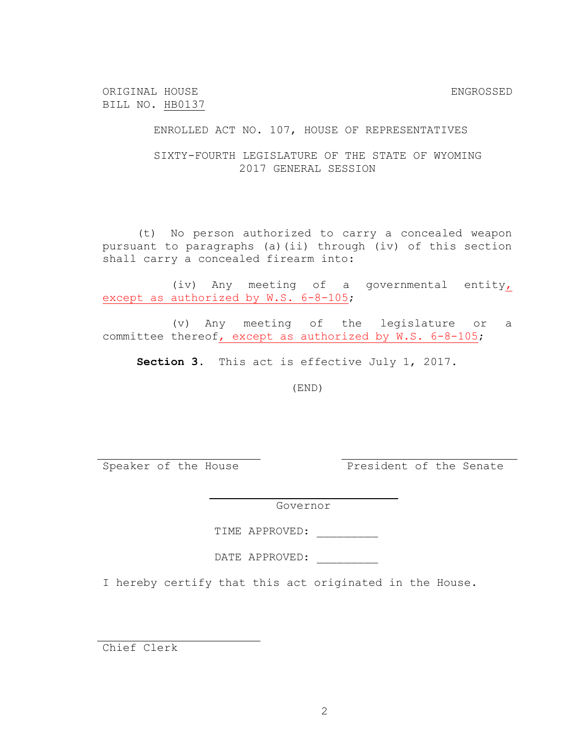ORIGINAL HOUSE
BILL NO. HB0137

ENGROSSED

ENROLLED ACT NO. 107, HOUSE OF REPRESENTATIVES

SIXTY-FOURTH LEGISLATURE OF THE STATE OF WYOMING
2017 GENERAL SESSION

(t) No person authorized to carry a concealed weapon pursuant to paragraphs (a)(ii) through (iv) of this section shall carry a concealed firearm into:

(iv) Any meeting of a governmental entity, except as authorized by W.S. 6-8-105;

(v) Any meeting of the legislature or a committee thereof, except as authorized by W.S. 6-8-105;

**Section 3.** This act is effective July 1, 2017.

(END)

Speaker of the House

President of the Senate

Governor

TIME APPROVED: _________

DATE APPROVED: _________

I hereby certify that this act originated in the House.

Chief Clerk